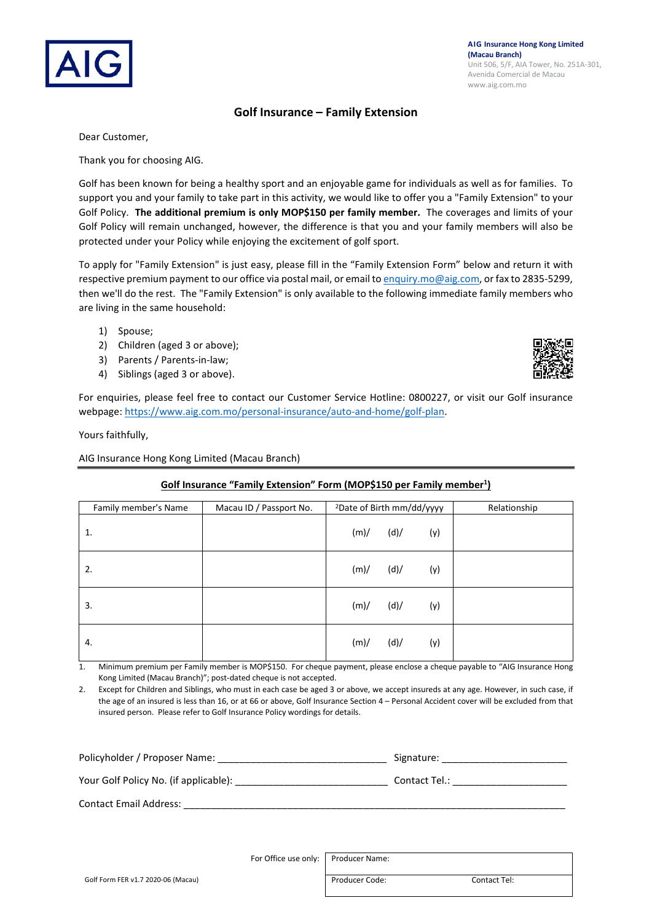AIG

**AIG Insurance Hong Kong Limited (Macau Branch)**
Unit 506, 5/F, AIA Tower, No. 251A-301,
Avenida Comercial de Macau
www.aig.com.mo

# Golf Insurance – Family Extension

Dear Customer,

Thank you for choosing AIG.

Golf has been known for being a healthy sport and an enjoyable game for individuals as well as for families. To support you and your family to take part in this activity, we would like to offer you a "Family Extension" to your Golf Policy. **The additional premium is only MOP$150 per family member.** The coverages and limits of your Golf Policy will remain unchanged, however, the difference is that you and your family members will also be protected under your Policy while enjoying the excitement of golf sport.

To apply for "Family Extension" is just easy, please fill in the "Family Extension Form" below and return it with respective premium payment to our office via postal mail, or email to enquiry.mo@aig.com, or fax to 2835-5299, then we'll do the rest. The "Family Extension" is only available to the following immediate family members who are living in the same household:

1) Spouse;
2) Children (aged 3 or above);
3) Parents / Parents-in-law;
4) Siblings (aged 3 or above).

For enquiries, please feel free to contact our Customer Service Hotline: 0800227, or visit our Golf insurance webpage: https://www.aig.com.mo/personal-insurance/auto-and-home/golf-plan.

Yours faithfully,

AIG Insurance Hong Kong Limited (Macau Branch)

---

## Golf Insurance "Family Extension" Form (MOP$150 per Family member[1])

| Family member's Name | Macau ID / Passport No. | [2]Date of Birth mm/dd/yyyy | Relationship |
|---|---|---|---|
| 1. | | (m)/ (d)/ (y) | |
| 2. | | (m)/ (d)/ (y) | |
| 3. | | (m)/ (d)/ (y) | |
| 4. | | (m)/ (d)/ (y) | |

1. Minimum premium per Family member is MOP$150. For cheque payment, please enclose a cheque payable to "AIG Insurance Hong Kong Limited (Macau Branch)"; post-dated cheque is not accepted.
2. Except for Children and Siblings, who must in each case be aged 3 or above, we accept insureds at any age. However, in such case, if the age of an insured is less than 16, or at 66 or above, Golf Insurance Section 4 – Personal Accident cover will be excluded from that insured person. Please refer to Golf Insurance Policy wordings for details.

Policyholder / Proposer Name: ______________________________ Signature: ______________________

Your Golf Policy No. (if applicable): ___________________________ Contact Tel.: _____________________

Contact Email Address: _____________________________________________________________________

For Office use only:

| Producer Name: | |
|---|---|
| Producer Code: | Contact Tel: |

Golf Form FER v1.7 2020-06 (Macau)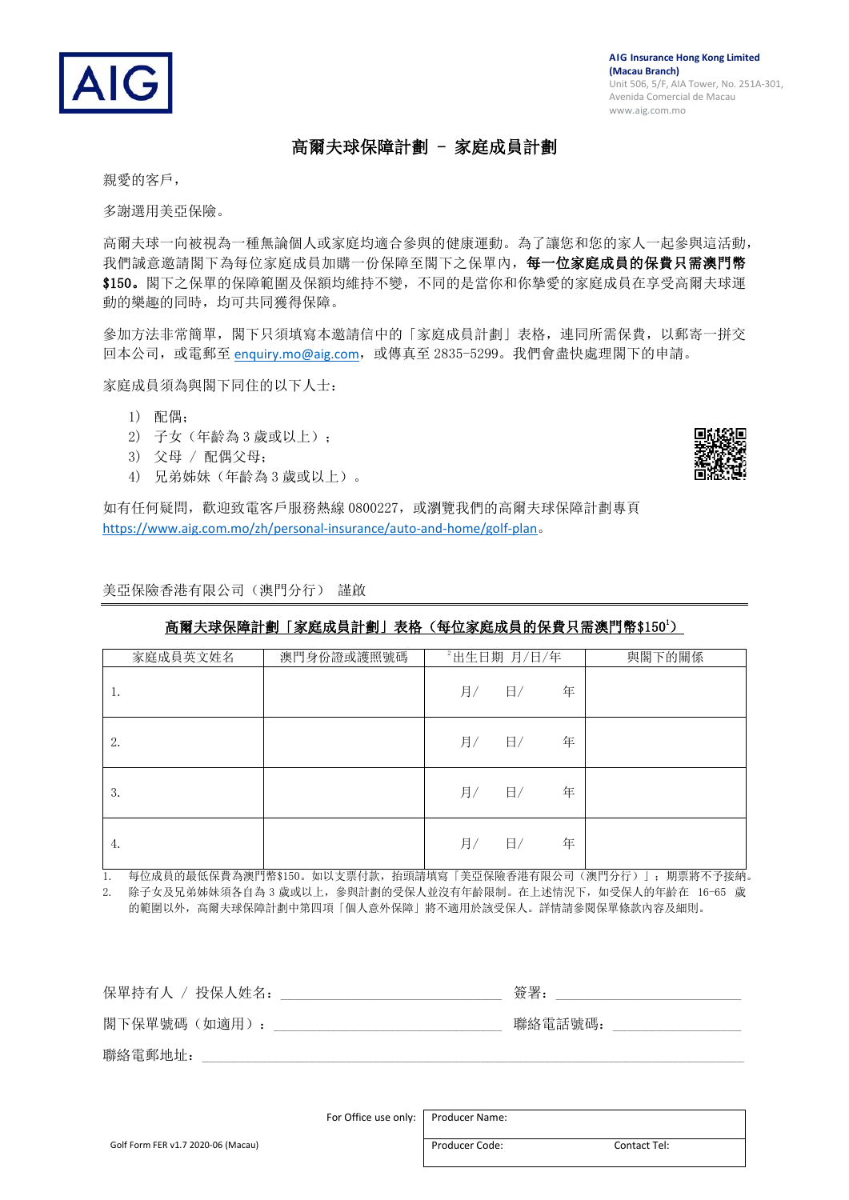AIG Insurance Hong Kong Limited (Macau Branch)
Unit 506, 5/F, AIA Tower, No. 251A-301,
Avenida Comercial de Macau
www.aig.com.mo

# 高爾夫球保障計劃 – 家庭成員計劃

親愛的客戶，

多謝選用美亞保險。

高爾夫球一向被視為一種無論個人或家庭均適合參與的健康運動。為了讓您和您的家人一起參與這活動，我們誠意邀請閣下為每位家庭成員加購一份保障至閣下之保單內，**每一位家庭成員的保費只需澳門幣$150。**閣下之保單的保障範圍及保額均維持不變，不同的是當你和你摯愛的家庭成員在享受高爾夫球運動的樂趣的同時，均可共同獲得保障。

參加方法非常簡單，閣下只須填寫本邀請信中的「家庭成員計劃」表格，連同所需保費，以郵寄一拼交回本公司，或電郵至 enquiry.mo@aig.com，或傳真至 2835-5299。我們會盡快處理閣下的申請。

家庭成員須為與閣下同住的以下人士：

1) 配偶；
2) 子女（年齡為 3 歲或以上）；
3) 父母 / 配偶父母；
4) 兄弟姊妹（年齡為 3 歲或以上）。

如有任何疑問，歡迎致電客戶服務熱線 0800227，或瀏覽我們的高爾夫球保障計劃專頁 https://www.aig.com.mo/zh/personal-insurance/auto-and-home/golf-plan。

美亞保險香港有限公司（澳門分行） 謹啟

## 高爾夫球保障計劃「家庭成員計劃」表格（每位家庭成員的保費只需澳門幣$150[1]）

| 家庭成員英文姓名 | 澳門身份證或護照號碼 | [2]出生日期 月/日/年 | 與閣下的關係 |
|---|---|---|---|
| 1. | | 月/ 日/ 年 | |
| 2. | | 月/ 日/ 年 | |
| 3. | | 月/ 日/ 年 | |
| 4. | | 月/ 日/ 年 | |

1. 每位成員的最低保費為澳門幣$150。如以支票付款，抬頭請填寫「美亞保險香港有限公司（澳門分行）」；期票將不予接納。
2. 除子女及兄弟姊妹須各自為 3 歲或以上，參與計劃的受保人並沒有年齡限制。在上述情況下，如受保人的年齡在 16-65 歲的範圍以外，高爾夫球保障計劃中第四項「個人意外保障」將不適用於該受保人。詳情請參閱保單條款內容及細則。

保單持有人 / 投保人姓名：________________ 簽署：________________

閣下保單號碼（如適用）：________________ 聯絡電話號碼：________________

聯絡電郵地址：________________

For Office use only:

| | |
|---|---|
| Producer Name: | |
| Producer Code: | Contact Tel: |

Golf Form FER v1.7 2020-06 (Macau)